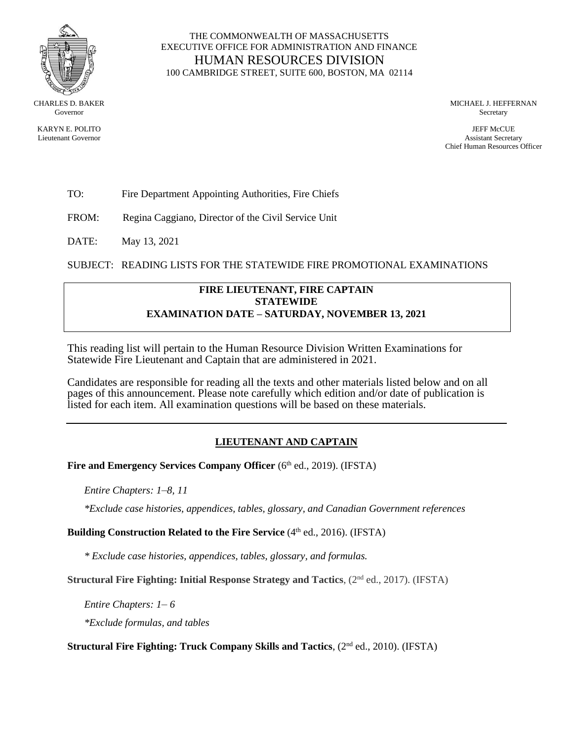THE COMMONWEALTH OF MASSACHUSETTS
EXECUTIVE OFFICE FOR ADMINISTRATION AND FINANCE
HUMAN RESOURCES DIVISION
100 CAMBRIDGE STREET, SUITE 600, BOSTON, MA 02114

CHARLES D. BAKER
Governor

KARYN E. POLITO
Lieutenant Governor

MICHAEL J. HEFFERNAN
Secretary

JEFF McCUE
Assistant Secretary
Chief Human Resources Officer

TO: Fire Department Appointing Authorities, Fire Chiefs

FROM: Regina Caggiano, Director of the Civil Service Unit

DATE: May 13, 2021

SUBJECT: READING LISTS FOR THE STATEWIDE FIRE PROMOTIONAL EXAMINATIONS

**FIRE LIEUTENANT, FIRE CAPTAIN**
**STATEWIDE**
**EXAMINATION DATE – SATURDAY, NOVEMBER 13, 2021**

This reading list will pertain to the Human Resource Division Written Examinations for Statewide Fire Lieutenant and Captain that are administered in 2021.

Candidates are responsible for reading all the texts and other materials listed below and on all pages of this announcement. Please note carefully which edition and/or date of publication is listed for each item. All examination questions will be based on these materials.

---

## LIEUTENANT AND CAPTAIN

**Fire and Emergency Services Company Officer** (6th ed., 2019). (IFSTA)

*Entire Chapters: 1–8, 11*

*\*Exclude case histories, appendices, tables, glossary, and Canadian Government references*

**Building Construction Related to the Fire Service** (4th ed., 2016). (IFSTA)

*\* Exclude case histories, appendices, tables, glossary, and formulas.*

**Structural Fire Fighting: Initial Response Strategy and Tactics**, (2nd ed., 2017). (IFSTA)

*Entire Chapters: 1– 6*

*\*Exclude formulas, and tables*

**Structural Fire Fighting: Truck Company Skills and Tactics**, (2nd ed., 2010). (IFSTA)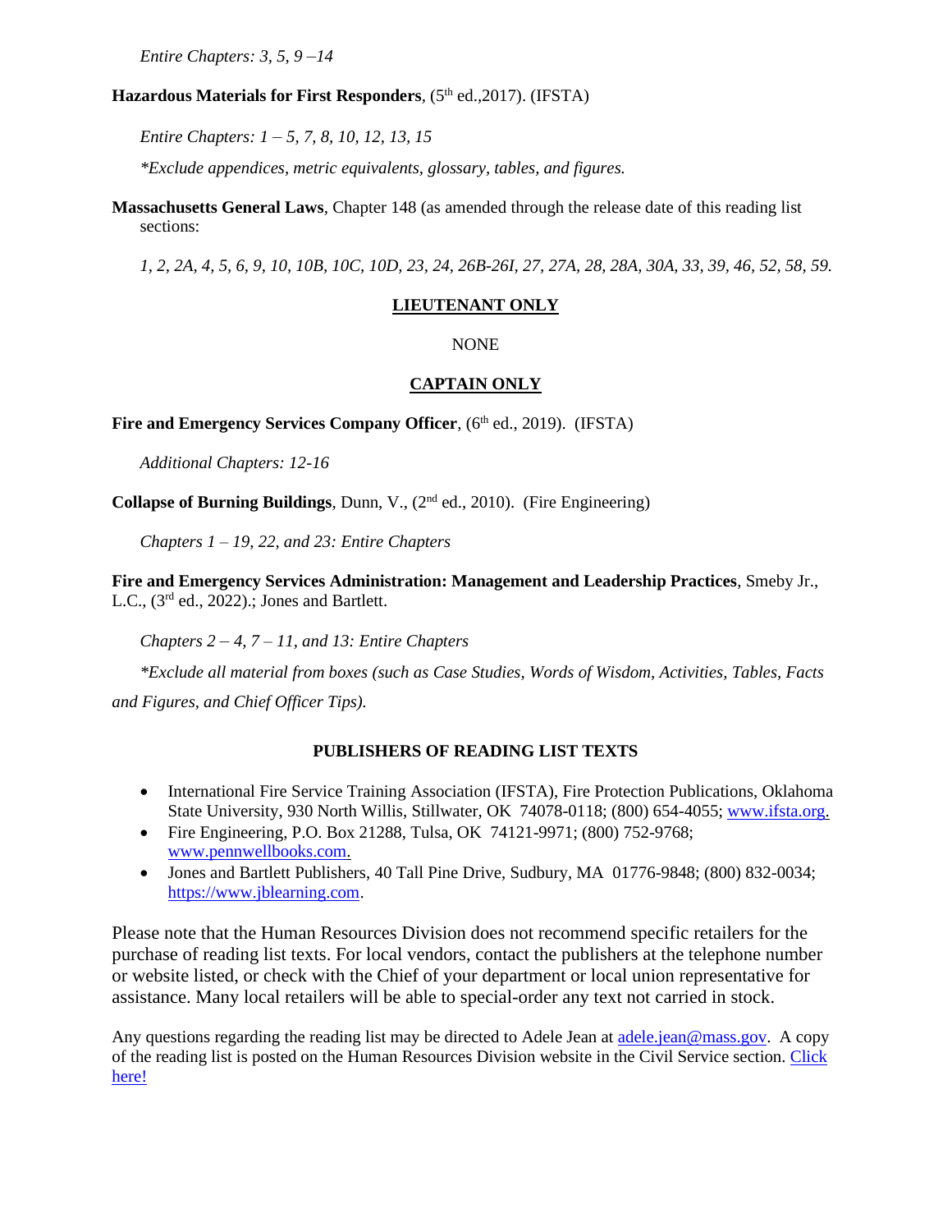*Entire Chapters: 3, 5, 9 –14*

**Hazardous Materials for First Responders**, (5th ed.,2017). (IFSTA)

*Entire Chapters: 1 – 5, 7, 8, 10, 12, 13, 15*

*\*Exclude appendices, metric equivalents, glossary, tables, and figures.*

**Massachusetts General Laws**, Chapter 148 (as amended through the release date of this reading list sections:

*1, 2, 2A, 4, 5, 6, 9, 10, 10B, 10C, 10D, 23, 24, 26B-26I, 27, 27A, 28, 28A, 30A, 33, 39, 46, 52, 58, 59.*

## LIEUTENANT ONLY

NONE

## CAPTAIN ONLY

**Fire and Emergency Services Company Officer**, (6th ed., 2019). (IFSTA)

*Additional Chapters: 12-16*

**Collapse of Burning Buildings**, Dunn, V., (2nd ed., 2010). (Fire Engineering)

*Chapters 1 – 19, 22, and 23: Entire Chapters*

**Fire and Emergency Services Administration: Management and Leadership Practices**, Smeby Jr., L.C., (3rd ed., 2022).; Jones and Bartlett.

*Chapters 2 – 4, 7 – 11, and 13: Entire Chapters*

*\*Exclude all material from boxes (such as Case Studies, Words of Wisdom, Activities, Tables, Facts and Figures, and Chief Officer Tips).*

## PUBLISHERS OF READING LIST TEXTS

- International Fire Service Training Association (IFSTA), Fire Protection Publications, Oklahoma State University, 930 North Willis, Stillwater, OK 74078-0118; (800) 654-4055; www.ifsta.org.
- Fire Engineering, P.O. Box 21288, Tulsa, OK 74121-9971; (800) 752-9768; www.pennwellbooks.com.
- Jones and Bartlett Publishers, 40 Tall Pine Drive, Sudbury, MA 01776-9848; (800) 832-0034; https://www.jblearning.com.

Please note that the Human Resources Division does not recommend specific retailers for the purchase of reading list texts. For local vendors, contact the publishers at the telephone number or website listed, or check with the Chief of your department or local union representative for assistance. Many local retailers will be able to special-order any text not carried in stock.

Any questions regarding the reading list may be directed to Adele Jean at adele.jean@mass.gov. A copy of the reading list is posted on the Human Resources Division website in the Civil Service section. Click here!